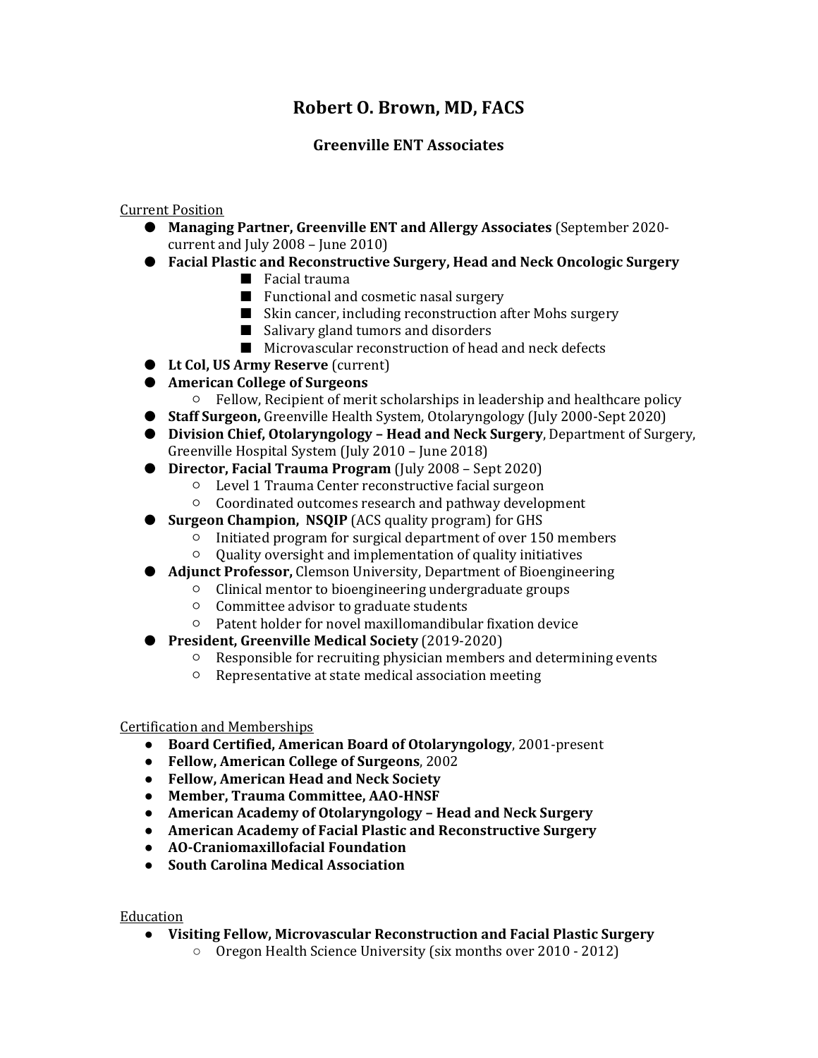# Robert O. Brown, MD, FACS

## Greenville ENT Associates

Current Position

- **Managing Partner, Greenville ENT and Allergy Associates** (September 2020-current and July 2008 – June 2010)
- **Facial Plastic and Reconstructive Surgery, Head and Neck Oncologic Surgery**
    - Facial trauma
    - Functional and cosmetic nasal surgery
    - Skin cancer, including reconstruction after Mohs surgery
    - Salivary gland tumors and disorders
    - Microvascular reconstruction of head and neck defects
- **Lt Col, US Army Reserve** (current)
- **American College of Surgeons**
    - Fellow, Recipient of merit scholarships in leadership and healthcare policy
- **Staff Surgeon,** Greenville Health System, Otolaryngology (July 2000-Sept 2020)
- **Division Chief, Otolaryngology – Head and Neck Surgery**, Department of Surgery, Greenville Hospital System (July 2010 – June 2018)
- **Director, Facial Trauma Program** (July 2008 – Sept 2020)
    - Level 1 Trauma Center reconstructive facial surgeon
    - Coordinated outcomes research and pathway development
- **Surgeon Champion, NSQIP** (ACS quality program) for GHS
    - Initiated program for surgical department of over 150 members
    - Quality oversight and implementation of quality initiatives
- **Adjunct Professor,** Clemson University, Department of Bioengineering
    - Clinical mentor to bioengineering undergraduate groups
    - Committee advisor to graduate students
    - Patent holder for novel maxillomandibular fixation device
- **President, Greenville Medical Society** (2019-2020)
    - Responsible for recruiting physician members and determining events
    - Representative at state medical association meeting

Certification and Memberships

- **Board Certified, American Board of Otolaryngology**, 2001-present
- **Fellow, American College of Surgeons**, 2002
- **Fellow, American Head and Neck Society**
- **Member, Trauma Committee, AAO-HNSF**
- **American Academy of Otolaryngology – Head and Neck Surgery**
- **American Academy of Facial Plastic and Reconstructive Surgery**
- **AO-Craniomaxillofacial Foundation**
- **South Carolina Medical Association**

Education

- **Visiting Fellow, Microvascular Reconstruction and Facial Plastic Surgery**
    - Oregon Health Science University (six months over 2010 - 2012)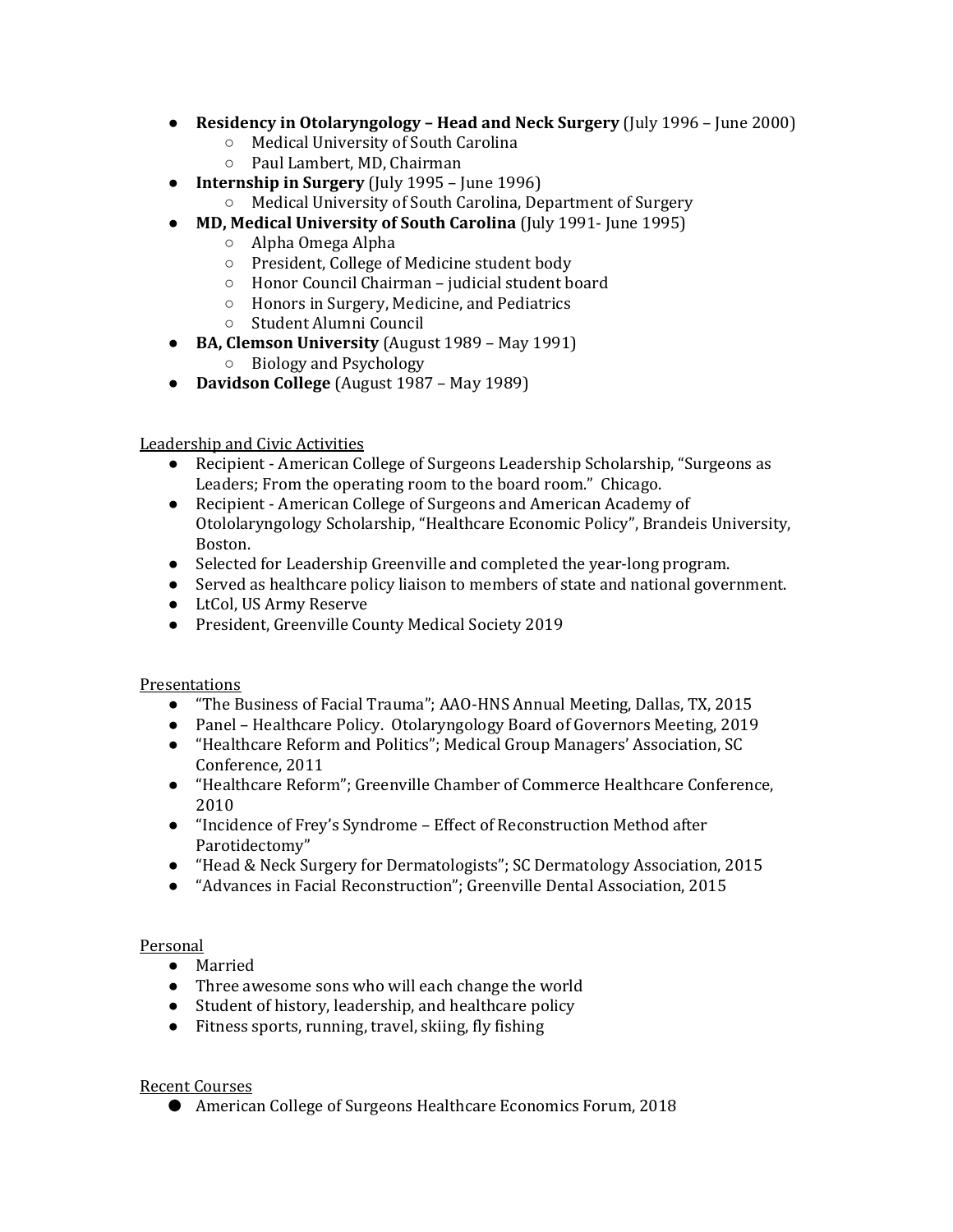- **Residency in Otolaryngology – Head and Neck Surgery** (July 1996 – June 2000)
  - Medical University of South Carolina
  - Paul Lambert, MD, Chairman
- **Internship in Surgery** (July 1995 – June 1996)
  - Medical University of South Carolina, Department of Surgery
- **MD, Medical University of South Carolina** (July 1991- June 1995)
  - Alpha Omega Alpha
  - President, College of Medicine student body
  - Honor Council Chairman – judicial student board
  - Honors in Surgery, Medicine, and Pediatrics
  - Student Alumni Council
- **BA, Clemson University** (August 1989 – May 1991)
  - Biology and Psychology
- **Davidson College** (August 1987 – May 1989)

## Leadership and Civic Activities

- Recipient - American College of Surgeons Leadership Scholarship, "Surgeons as Leaders; From the operating room to the board room." Chicago.
- Recipient - American College of Surgeons and American Academy of Otololaryngology Scholarship, "Healthcare Economic Policy", Brandeis University, Boston.
- Selected for Leadership Greenville and completed the year-long program.
- Served as healthcare policy liaison to members of state and national government.
- LtCol, US Army Reserve
- President, Greenville County Medical Society 2019

## Presentations

- "The Business of Facial Trauma"; AAO-HNS Annual Meeting, Dallas, TX, 2015
- Panel – Healthcare Policy. Otolaryngology Board of Governors Meeting, 2019
- "Healthcare Reform and Politics"; Medical Group Managers' Association, SC Conference, 2011
- "Healthcare Reform"; Greenville Chamber of Commerce Healthcare Conference, 2010
- "Incidence of Frey's Syndrome – Effect of Reconstruction Method after Parotidectomy"
- "Head & Neck Surgery for Dermatologists"; SC Dermatology Association, 2015
- "Advances in Facial Reconstruction"; Greenville Dental Association, 2015

## Personal

- Married
- Three awesome sons who will each change the world
- Student of history, leadership, and healthcare policy
- Fitness sports, running, travel, skiing, fly fishing

## Recent Courses

- American College of Surgeons Healthcare Economics Forum, 2018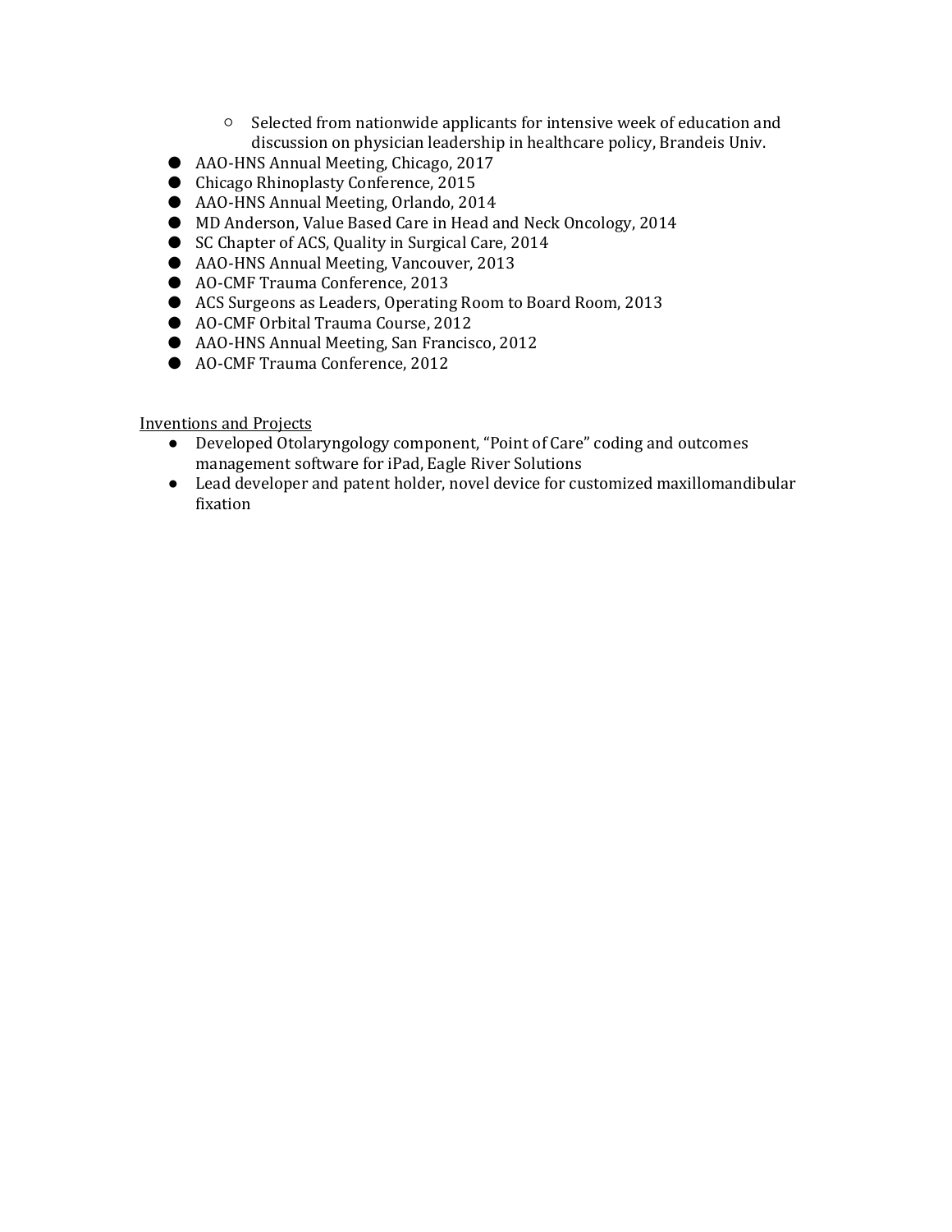- Selected from nationwide applicants for intensive week of education and discussion on physician leadership in healthcare policy, Brandeis Univ.
- AAO-HNS Annual Meeting, Chicago, 2017
- Chicago Rhinoplasty Conference, 2015
- AAO-HNS Annual Meeting, Orlando, 2014
- MD Anderson, Value Based Care in Head and Neck Oncology, 2014
- SC Chapter of ACS, Quality in Surgical Care, 2014
- AAO-HNS Annual Meeting, Vancouver, 2013
- AO-CMF Trauma Conference, 2013
- ACS Surgeons as Leaders, Operating Room to Board Room, 2013
- AO-CMF Orbital Trauma Course, 2012
- AAO-HNS Annual Meeting, San Francisco, 2012
- AO-CMF Trauma Conference, 2012

Inventions and Projects

- Developed Otolaryngology component, "Point of Care" coding and outcomes management software for iPad, Eagle River Solutions
- Lead developer and patent holder, novel device for customized maxillomandibular fixation